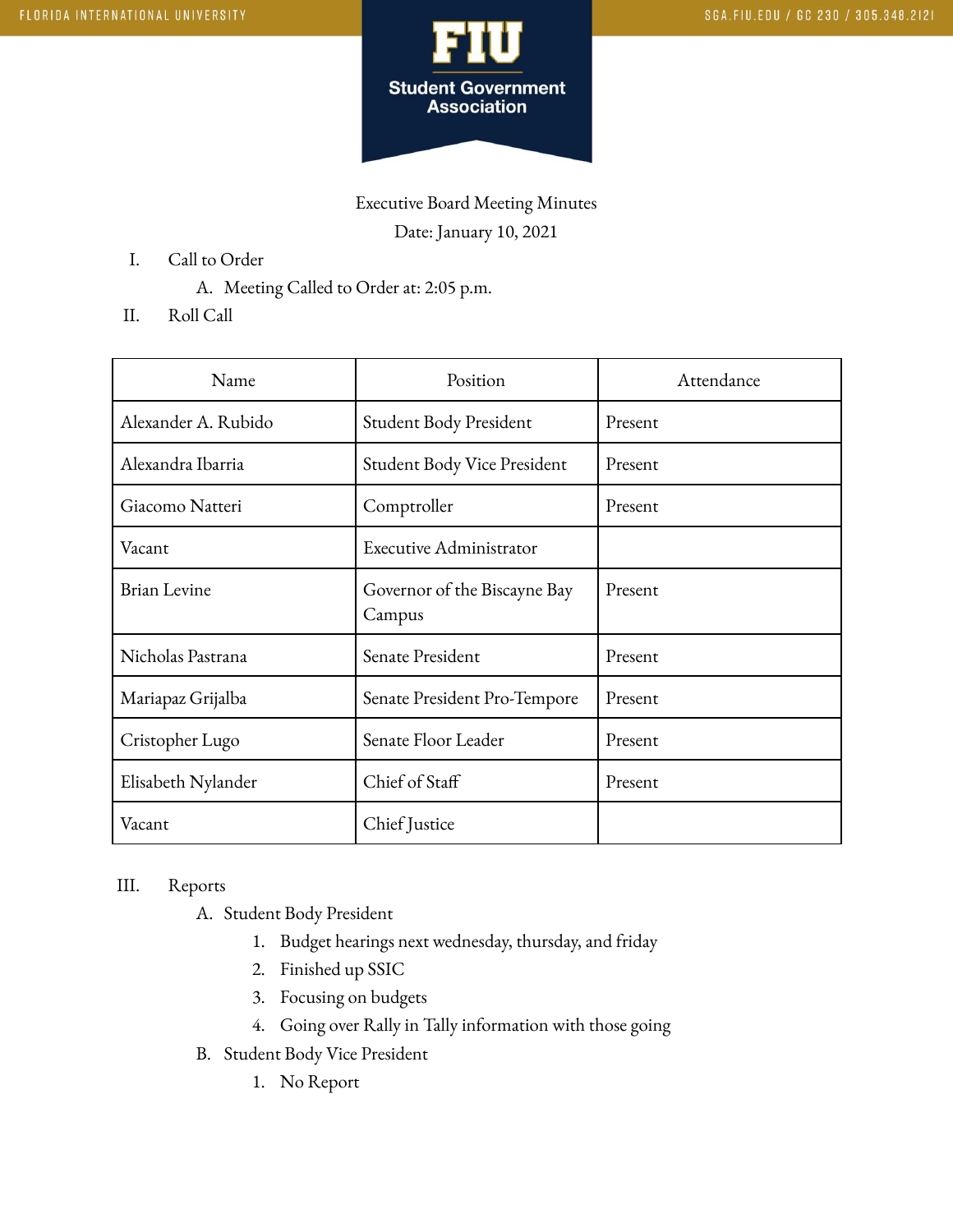Executive Board Meeting Minutes

Date: January 10, 2021

I. Call to Order

   A. Meeting Called to Order at: 2:05 p.m.

II. Roll Call

| Name | Position | Attendance |
|---|---|---|
| Alexander A. Rubido | Student Body President | Present |
| Alexandra Ibarria | Student Body Vice President | Present |
| Giacomo Natteri | Comptroller | Present |
| Vacant | Executive Administrator | |
| Brian Levine | Governor of the Biscayne Bay Campus | Present |
| Nicholas Pastrana | Senate President | Present |
| Mariapaz Grijalba | Senate President Pro-Tempore | Present |
| Cristopher Lugo | Senate Floor Leader | Present |
| Elisabeth Nylander | Chief of Staff | Present |
| Vacant | Chief Justice | |

III. Reports

   A. Student Body President

      1. Budget hearings next wednesday, thursday, and friday
      2. Finished up SSIC
      3. Focusing on budgets
      4. Going over Rally in Tally information with those going

   B. Student Body Vice President

      1. No Report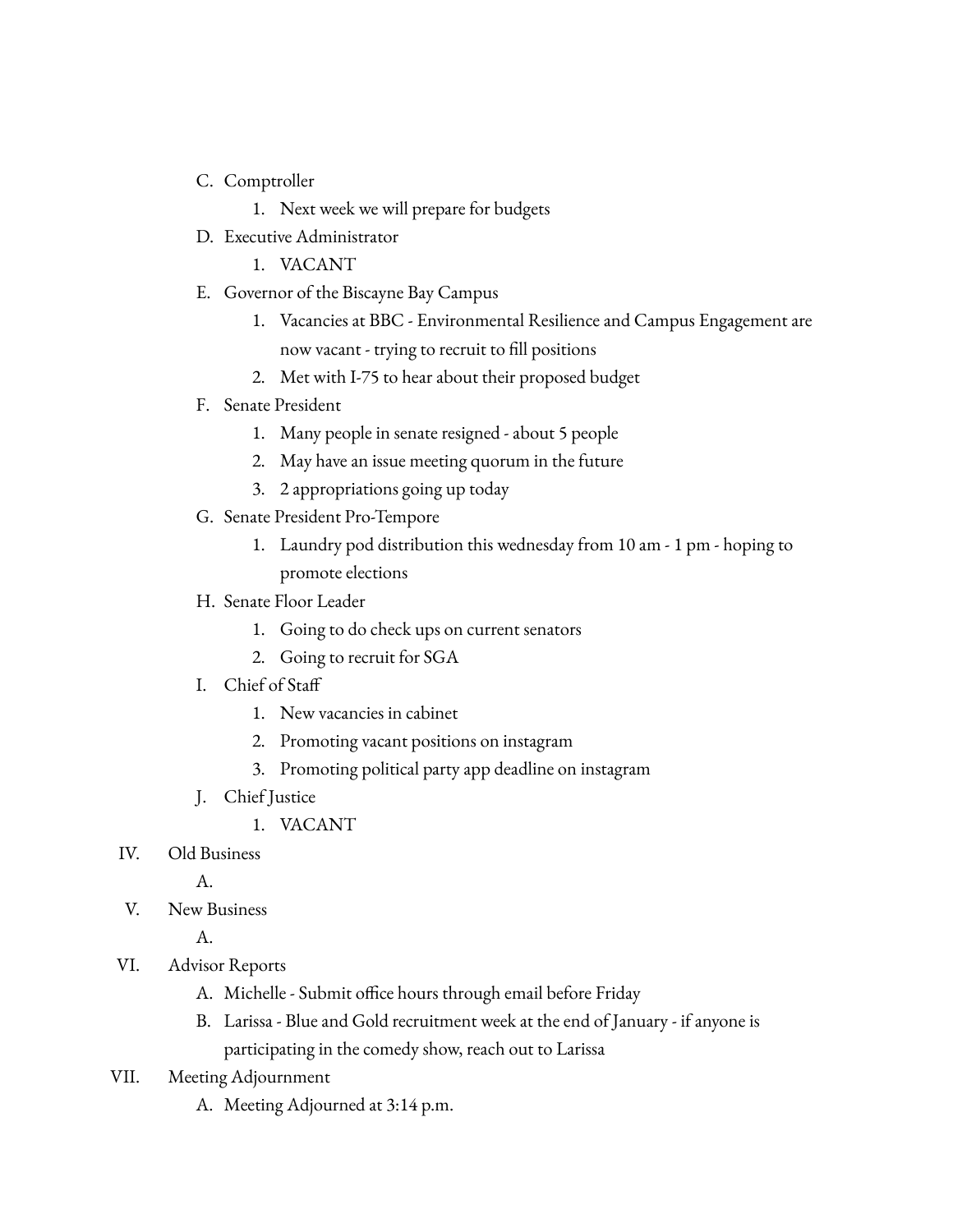C. Comptroller
   1. Next week we will prepare for budgets
D. Executive Administrator
   1. VACANT
E. Governor of the Biscayne Bay Campus
   1. Vacancies at BBC - Environmental Resilience and Campus Engagement are now vacant - trying to recruit to fill positions
   2. Met with I-75 to hear about their proposed budget
F. Senate President
   1. Many people in senate resigned - about 5 people
   2. May have an issue meeting quorum in the future
   3. 2 appropriations going up today
G. Senate President Pro-Tempore
   1. Laundry pod distribution this wednesday from 10 am - 1 pm - hoping to promote elections
H. Senate Floor Leader
   1. Going to do check ups on current senators
   2. Going to recruit for SGA
I. Chief of Staff
   1. New vacancies in cabinet
   2. Promoting vacant positions on instagram
   3. Promoting political party app deadline on instagram
J. Chief Justice
   1. VACANT

IV. Old Business
   A.

V. New Business
   A.

VI. Advisor Reports
   A. Michelle - Submit office hours through email before Friday
   B. Larissa - Blue and Gold recruitment week at the end of January - if anyone is participating in the comedy show, reach out to Larissa

VII. Meeting Adjournment
   A. Meeting Adjourned at 3:14 p.m.